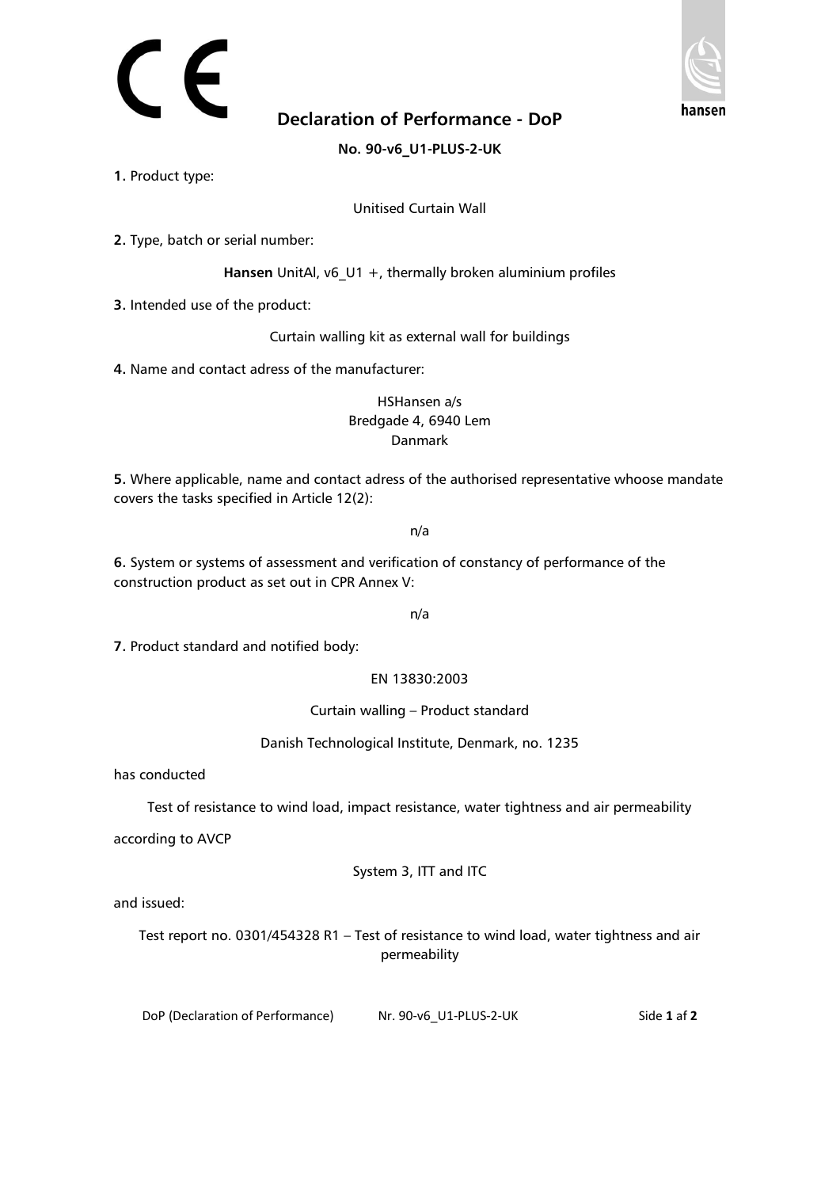CE

# Declaration of Performance - DoP

**No. 90-v6_U1-PLUS-2-UK**

**1.** Product type:

Unitised Curtain Wall

**2.** Type, batch or serial number:

**Hansen** UnitAl, v6_U1 +, thermally broken aluminium profiles

**3.** Intended use of the product:

Curtain walling kit as external wall for buildings

**4.** Name and contact adress of the manufacturer:

HSHansen a/s
Bredgade 4, 6940 Lem
Danmark

**5.** Where applicable, name and contact adress of the authorised representative whoose mandate covers the tasks specified in Article 12(2):

n/a

**6.** System or systems of assessment and verification of constancy of performance of the construction product as set out in CPR Annex V:

n/a

**7.** Product standard and notified body:

EN 13830:2003

Curtain walling – Product standard

Danish Technological Institute, Denmark, no. 1235

has conducted

Test of resistance to wind load, impact resistance, water tightness and air permeability

according to AVCP

System 3, ITT and ITC

and issued:

Test report no. 0301/454328 R1 – Test of resistance to wind load, water tightness and air permeability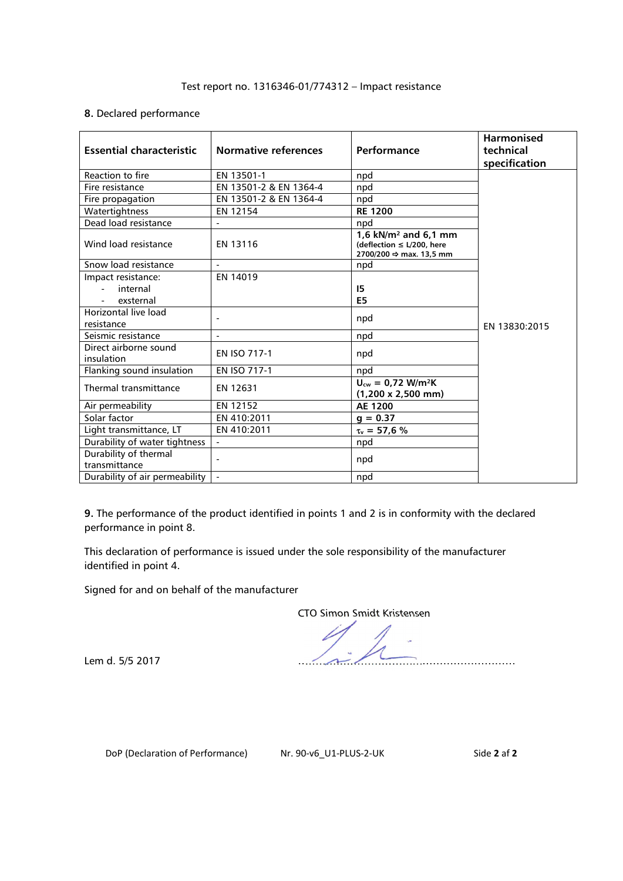Test report no. 1316346-01/774312 – Impact resistance

**8.** Declared performance

| Essential characteristic | Normative references | Performance | Harmonised technical specification |
|---|---|---|---|
| Reaction to fire | EN 13501-1 | npd | EN 13830:2015 |
| Fire resistance | EN 13501-2 & EN 1364-4 | npd | |
| Fire propagation | EN 13501-2 & EN 1364-4 | npd | |
| Watertightness | EN 12154 | **RE 1200** | |
| Dead load resistance | - | npd | |
| Wind load resistance | EN 13116 | **1,6 kN/m² and 6,1 mm** (deflection ≤ L/200, here 2700/200 ⇨ max. 13,5 mm) | |
| Snow load resistance | - | npd | |
| Impact resistance: - internal - exsternal | EN 14019 | **I5** **E5** | |
| Horizontal live load resistance | - | npd | |
| Seismic resistance | - | npd | |
| Direct airborne sound insulation | EN ISO 717-1 | npd | |
| Flanking sound insulation | EN ISO 717-1 | npd | |
| Thermal transmittance | EN 12631 | **$U_{cw}$ = 0,72 W/m²K (1,200 x 2,500 mm)** | |
| Air permeability | EN 12152 | **AE 1200** | |
| Solar factor | EN 410:2011 | **g = 0.37** | |
| Light transmittance, LT | EN 410:2011 | **$\tau_v$ = 57,6 %** | |
| Durability of water tightness | - | npd | |
| Durability of thermal transmittance | - | npd | |
| Durability of air permeability | - | npd | |

**9.** The performance of the product identified in points 1 and 2 is in conformity with the declared performance in point 8.

This declaration of performance is issued under the sole responsibility of the manufacturer identified in point 4.

Signed for and on behalf of the manufacturer

CTO Simon Smidt Kristensen

Lem d. 5/5 2017 ............................................................

DoP (Declaration of Performance) Nr. 90-v6_U1-PLUS-2-UK